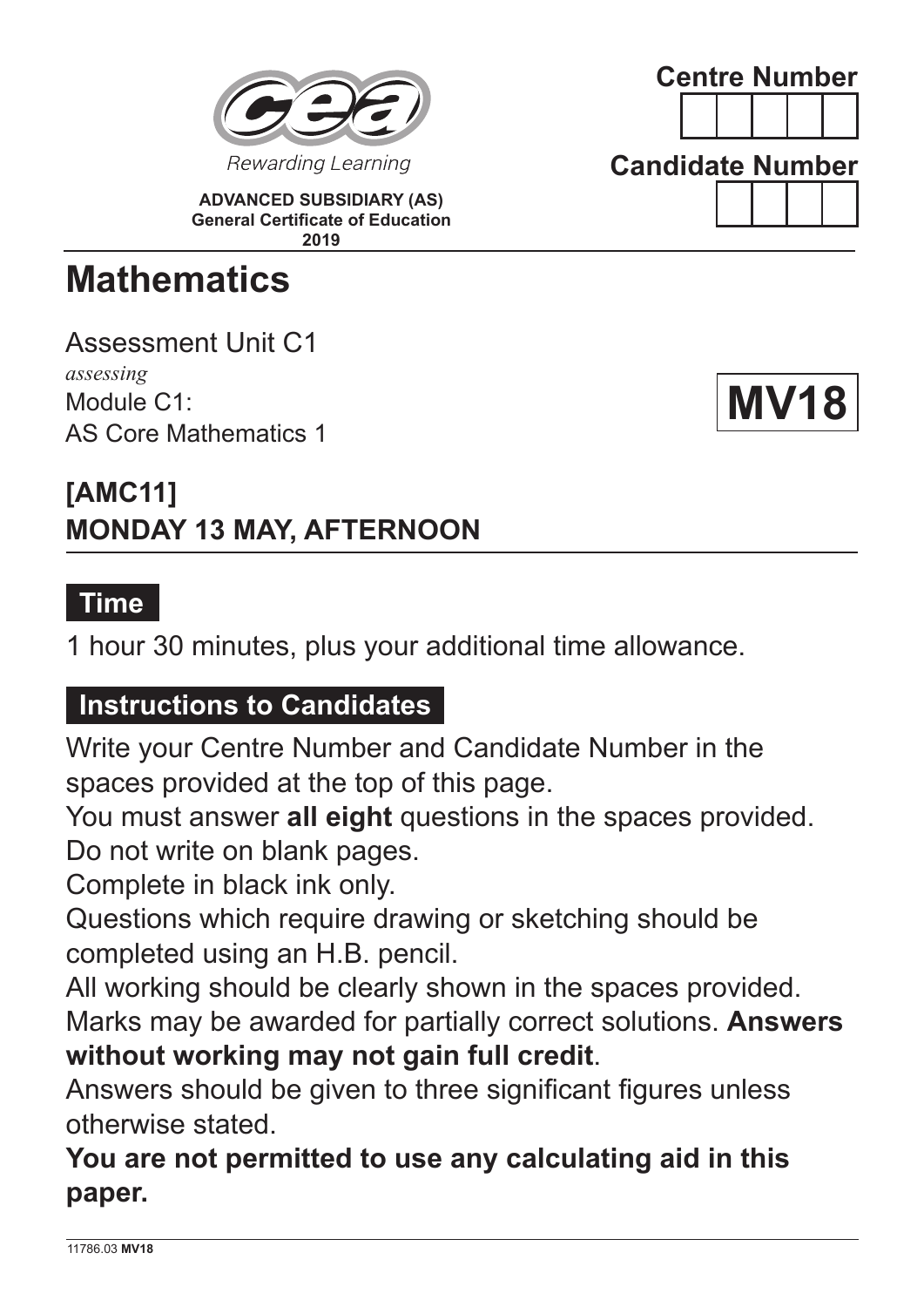Rewarding Learning

**ADVANCED SUBSIDIARY (AS)**
**General Certificate of Education**
**2019**

**Centre Number**

**Candidate Number**

# Mathematics

Assessment Unit C1
*assessing*
Module C1:
AS Core Mathematics 1

**MV18**

## [AMC11]
## MONDAY 13 MAY, AFTERNOON

### Time

1 hour 30 minutes, plus your additional time allowance.

### Instructions to Candidates

Write your Centre Number and Candidate Number in the spaces provided at the top of this page.
You must answer **all eight** questions in the spaces provided.
Do not write on blank pages.
Complete in black ink only.
Questions which require drawing or sketching should be completed using an H.B. pencil.
All working should be clearly shown in the spaces provided.
Marks may be awarded for partially correct solutions. **Answers without working may not gain full credit**.
Answers should be given to three significant figures unless otherwise stated.
**You are not permitted to use any calculating aid in this paper.**

11786.03 **MV18**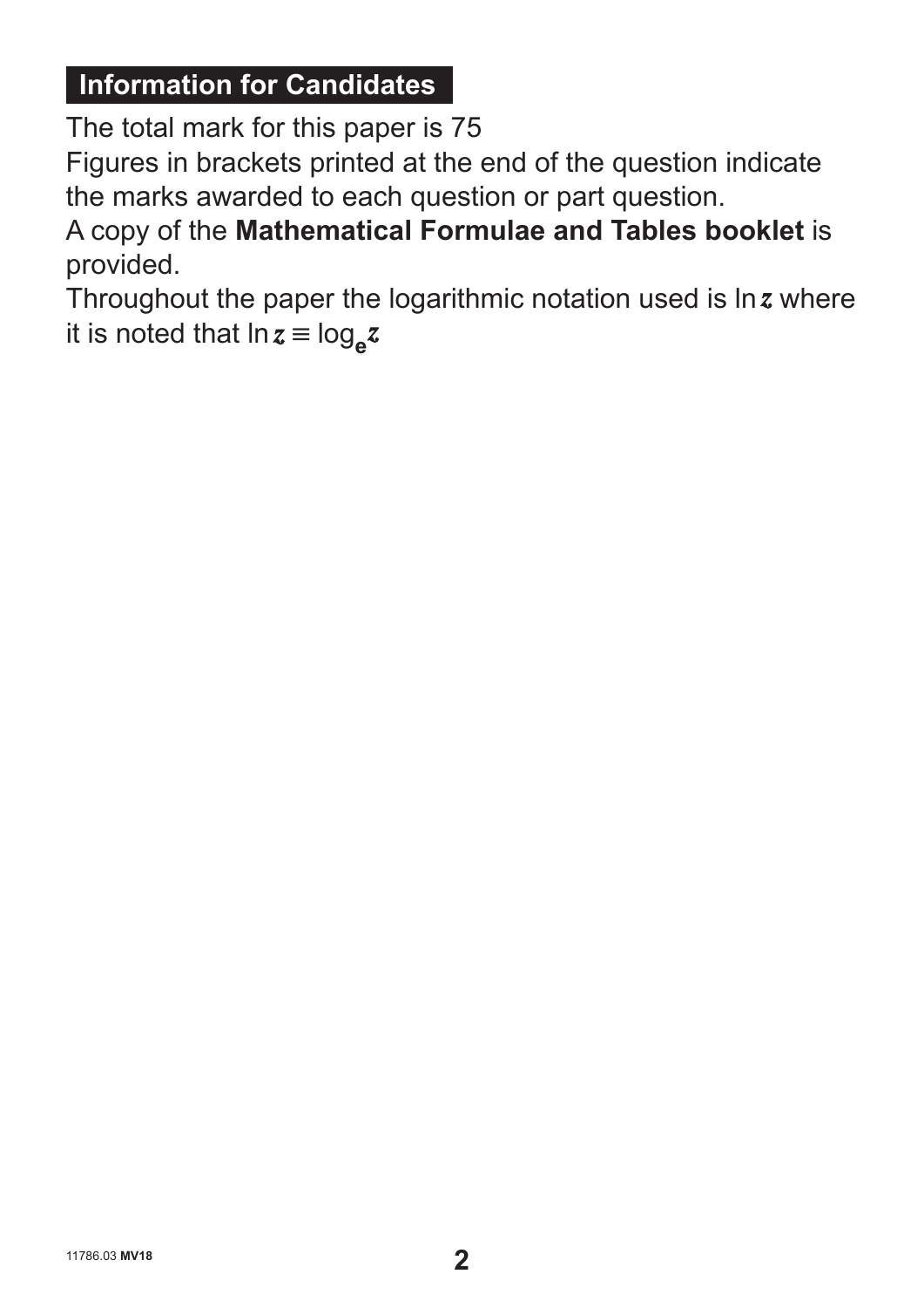## Information for Candidates

The total mark for this paper is 75

Figures in brackets printed at the end of the question indicate the marks awarded to each question or part question.

A copy of the **Mathematical Formulae and Tables booklet** is provided.

Throughout the paper the logarithmic notation used is $\ln z$ where it is noted that $\ln z \equiv \log_e z$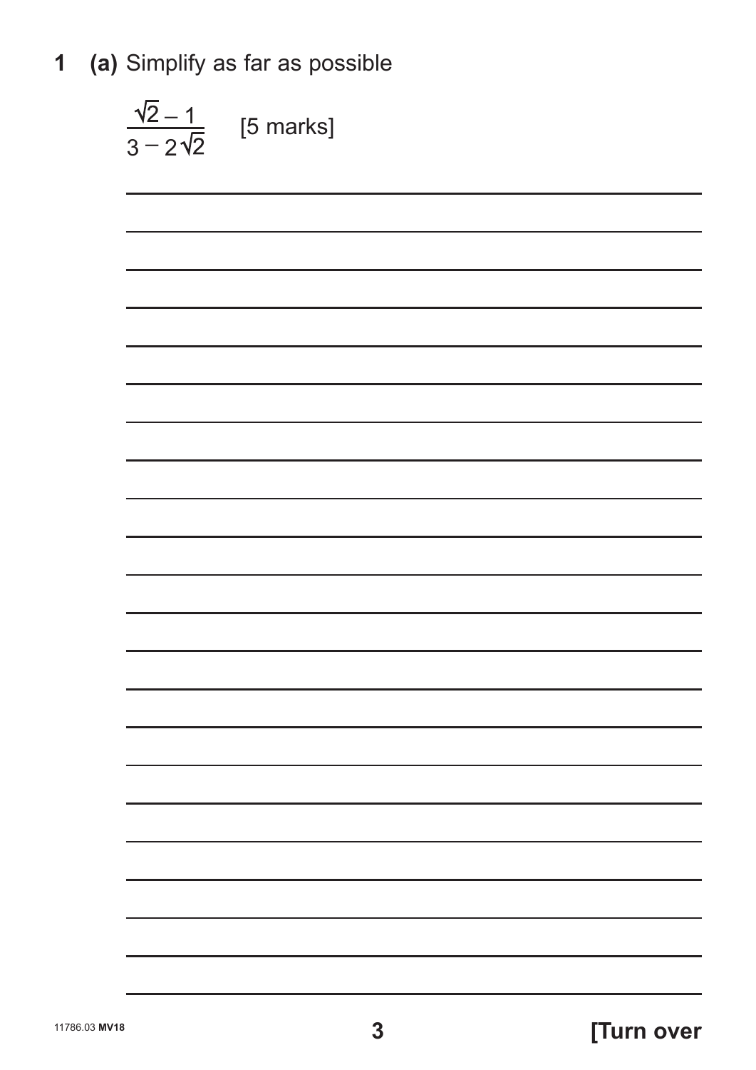**1 (a)** Simplify as far as possible

$$\frac{\sqrt{2} - 1}{3 - 2\sqrt{2}}$$ [5 marks]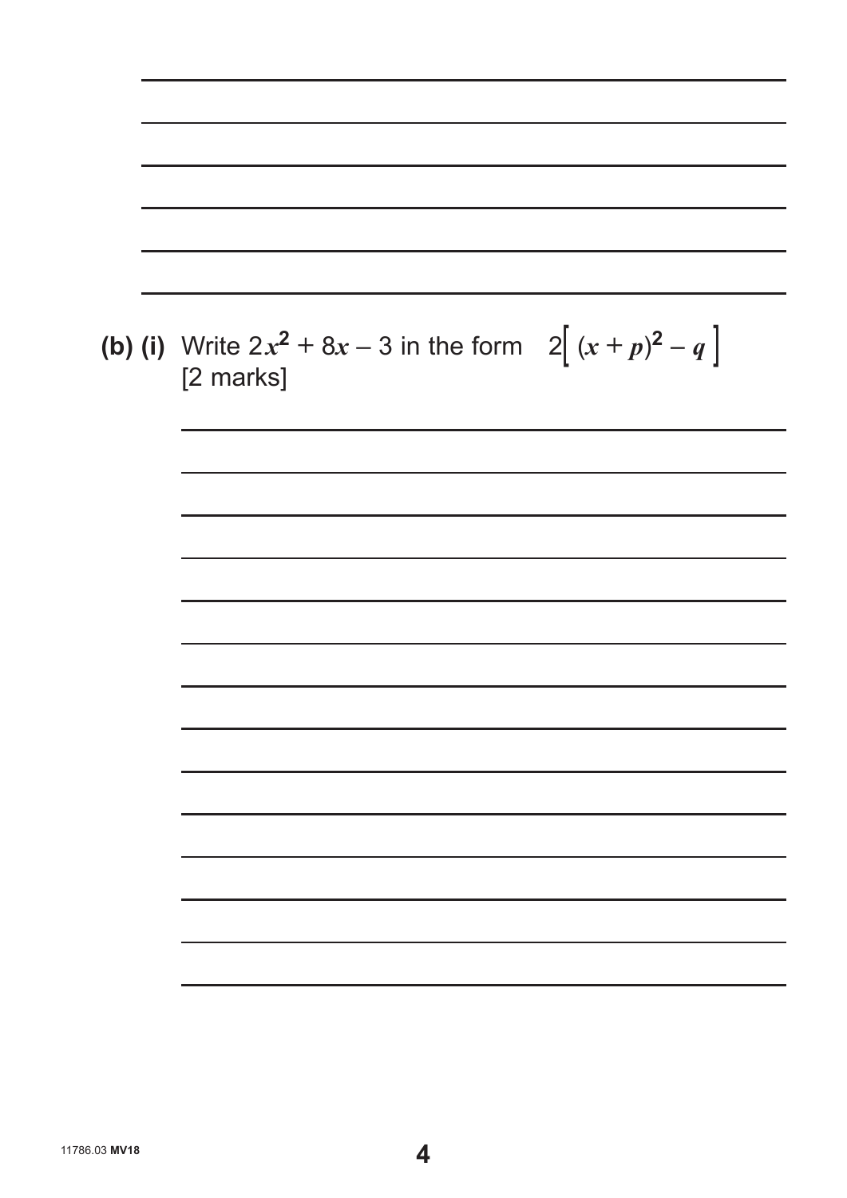**(b) (i)** Write $2x^2 + 8x - 3$ in the form $2\left[ (x + p)^2 - q \right]$
[2 marks]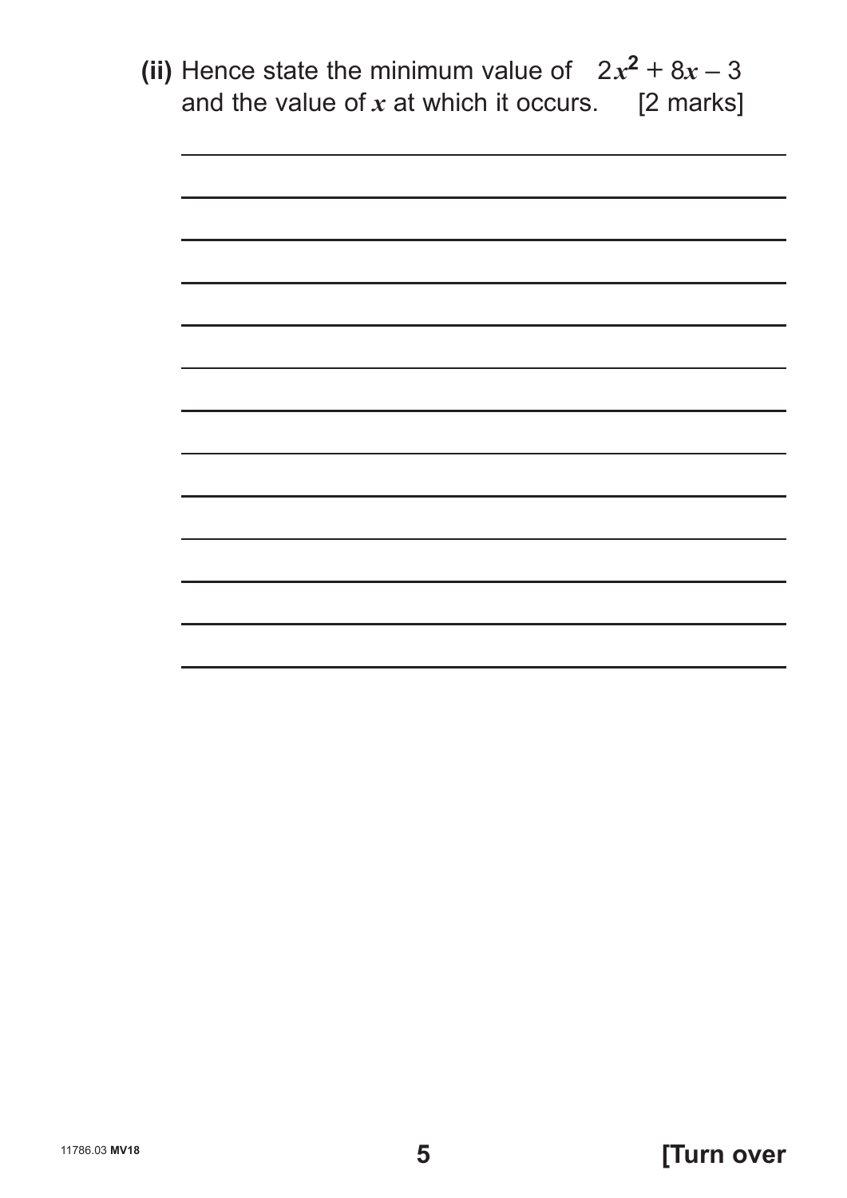**(ii)** Hence state the minimum value of $2x^2 + 8x - 3$ and the value of $x$ at which it occurs. [2 marks]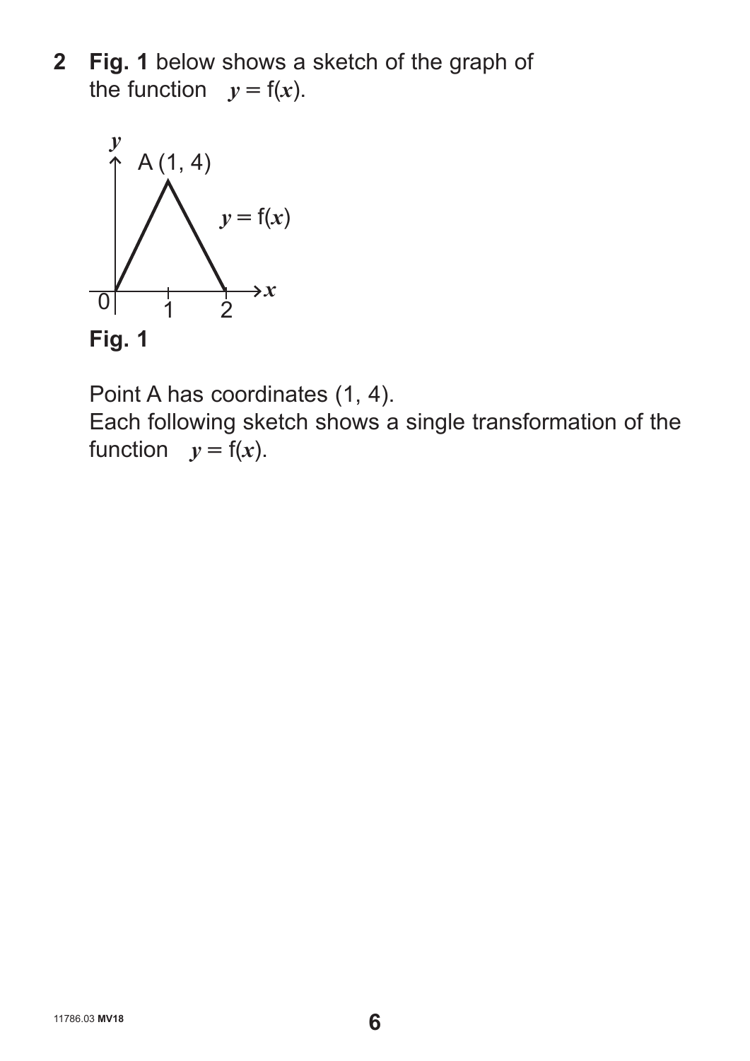**2** **Fig. 1** below shows a sketch of the graph of the function $y = \text{f}(x)$.

**Fig. 1**

Point A has coordinates (1, 4).

Each following sketch shows a single transformation of the function $y = \text{f}(x)$.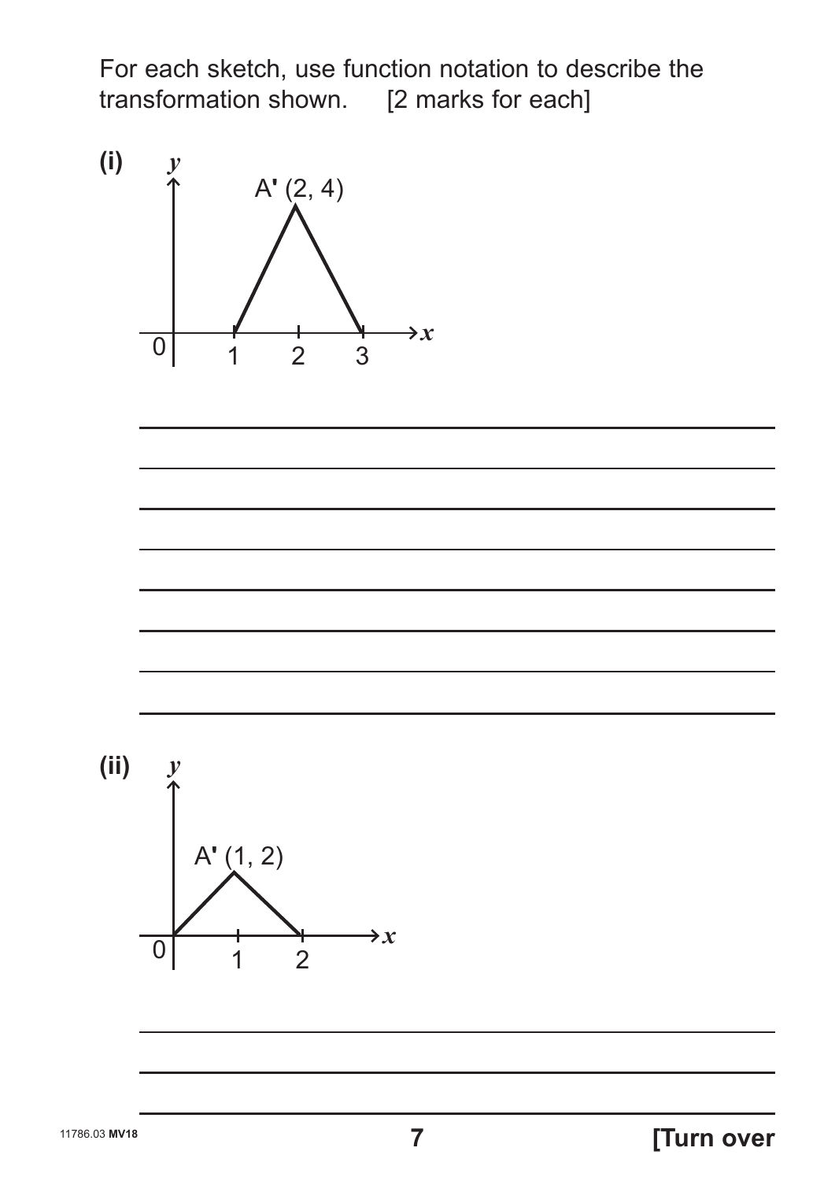For each sketch, use function notation to describe the transformation shown. [2 marks for each]

**(i)**

A' (2, 4)

**(ii)**

A' (1, 2)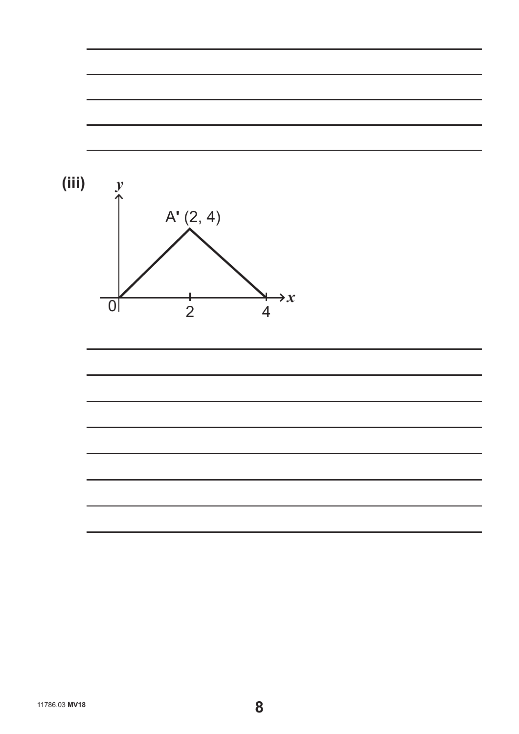**(iii)**

A' (2, 4)

$y$

$x$

0 2 4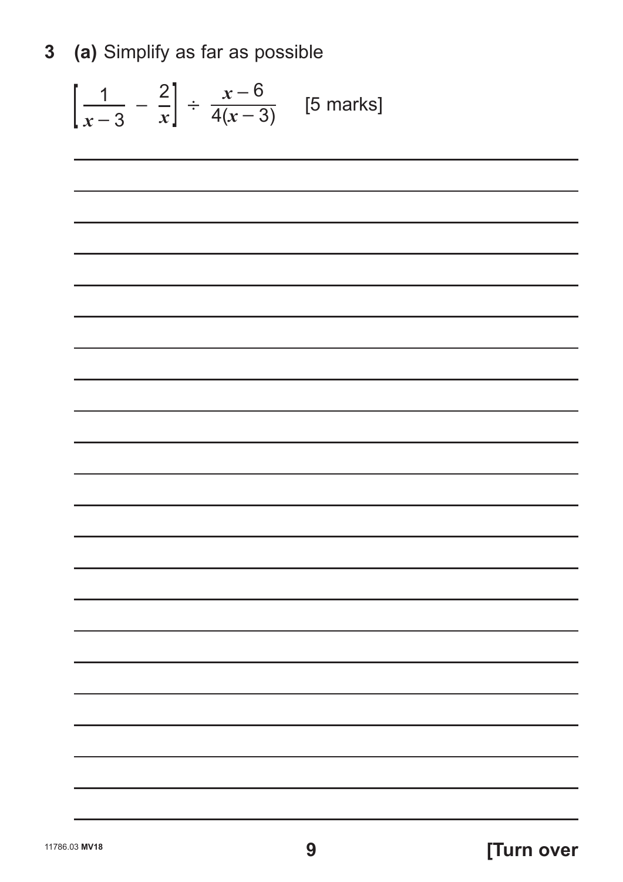**3 (a)** Simplify as far as possible

$$\left[\frac{1}{x-3} - \frac{2}{x}\right] \div \frac{x-6}{4(x-3)} \quad \text{[5 marks]}$$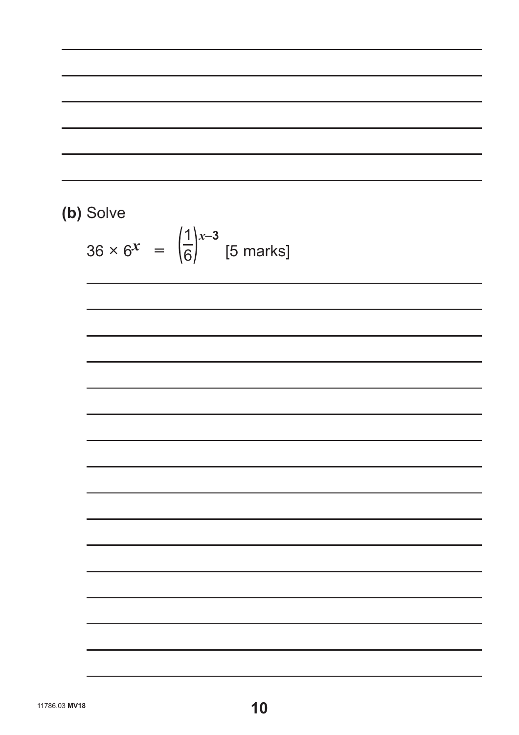**(b)** Solve

$$36 \times 6^{x} = \left(\frac{1}{6}\right)^{x-3}$$ [5 marks]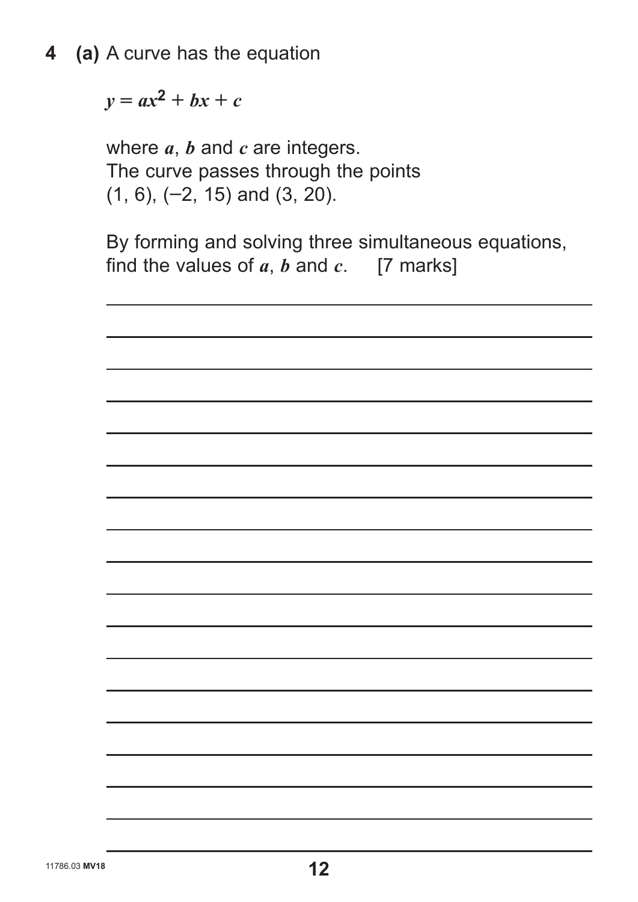**4 (a)** A curve has the equation

$y = ax^2 + bx + c$

where $a$, $b$ and $c$ are integers.
The curve passes through the points
(1, 6), (–2, 15) and (3, 20).

By forming and solving three simultaneous equations, find the values of $a$, $b$ and $c$. [7 marks]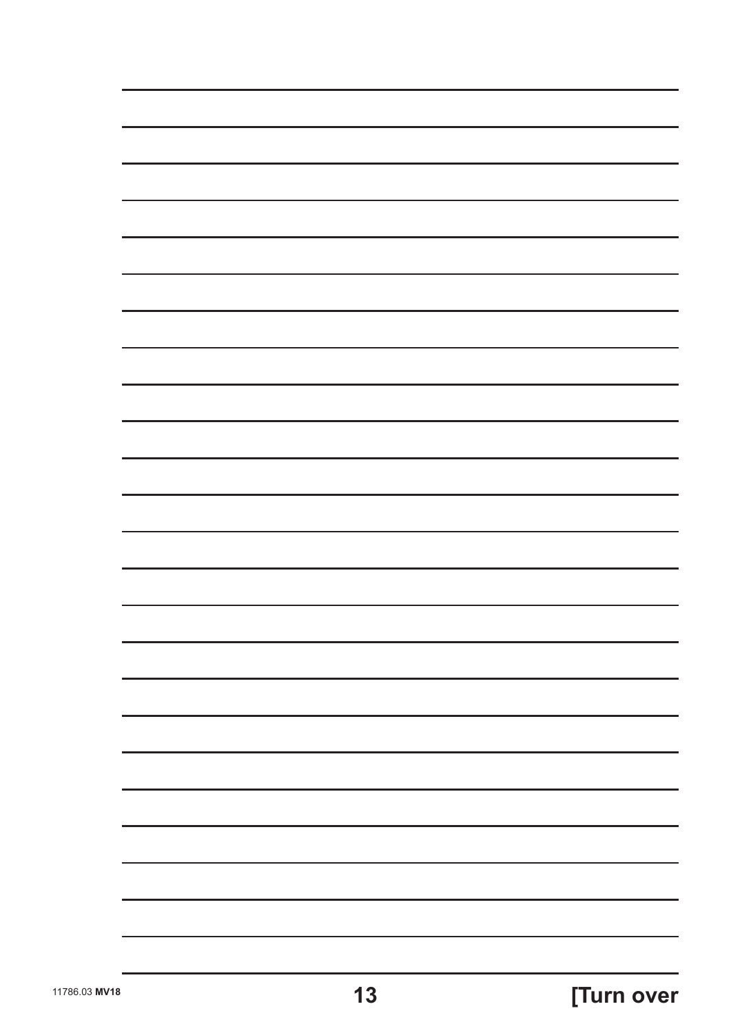[Turn over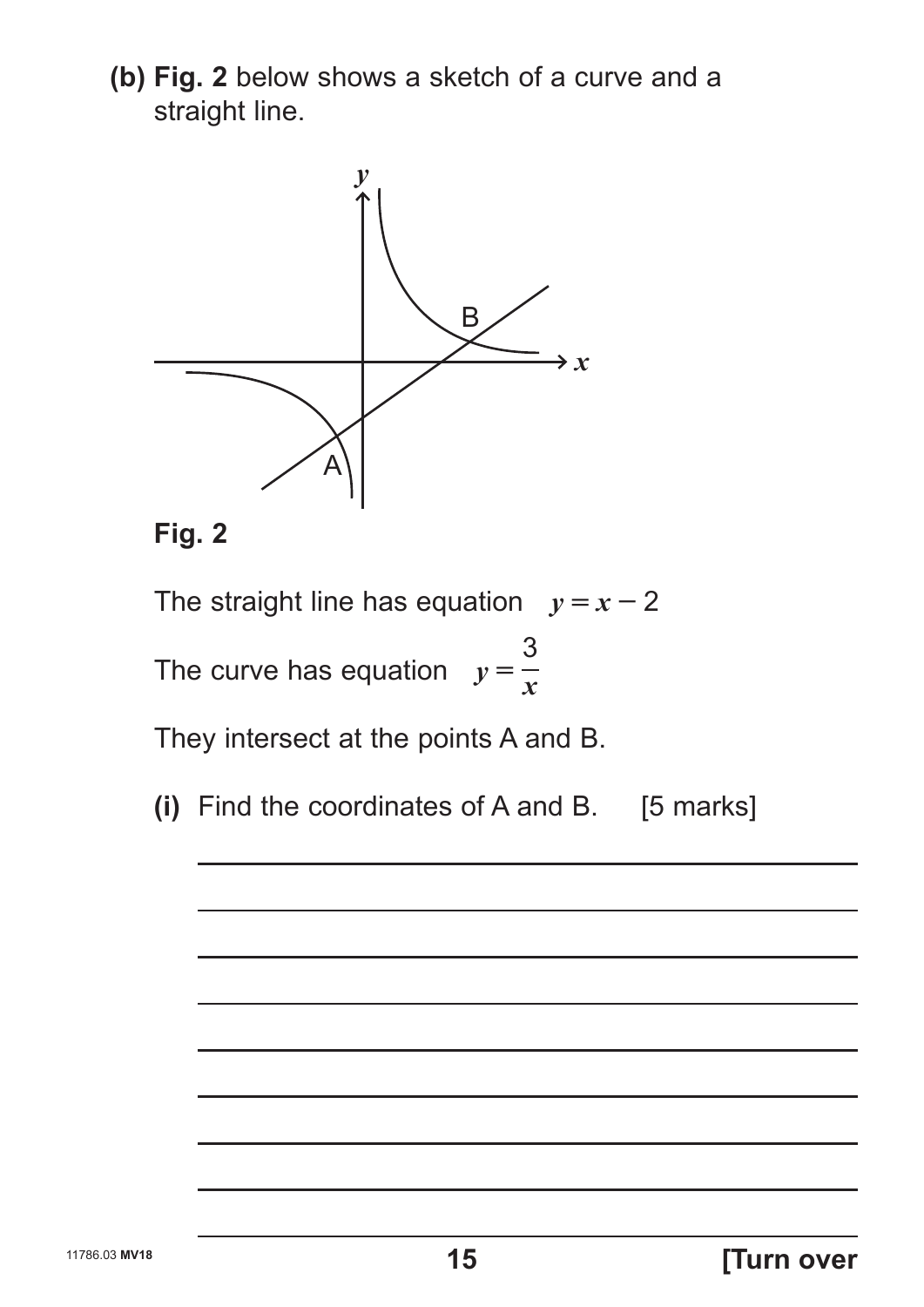**(b)** **Fig. 2** below shows a sketch of a curve and a straight line.

**Fig. 2**

The straight line has equation $y = x - 2$

The curve has equation $y = \dfrac{3}{x}$

They intersect at the points A and B.

**(i)** Find the coordinates of A and B. [5 marks]

**[Turn over**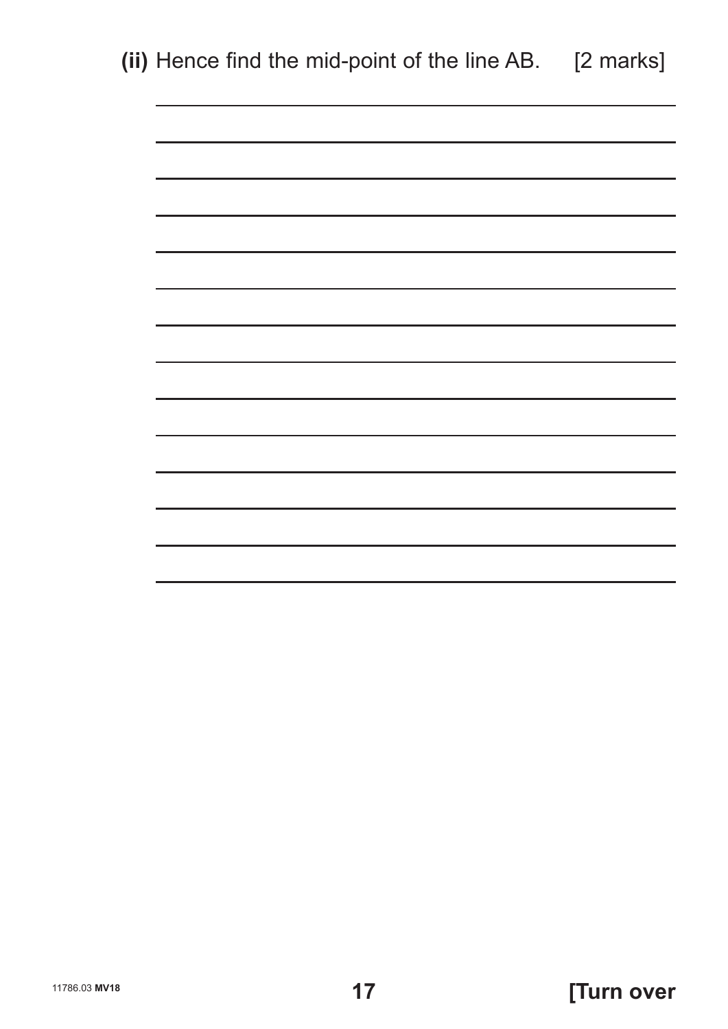**(ii)** Hence find the mid-point of the line AB. [2 marks]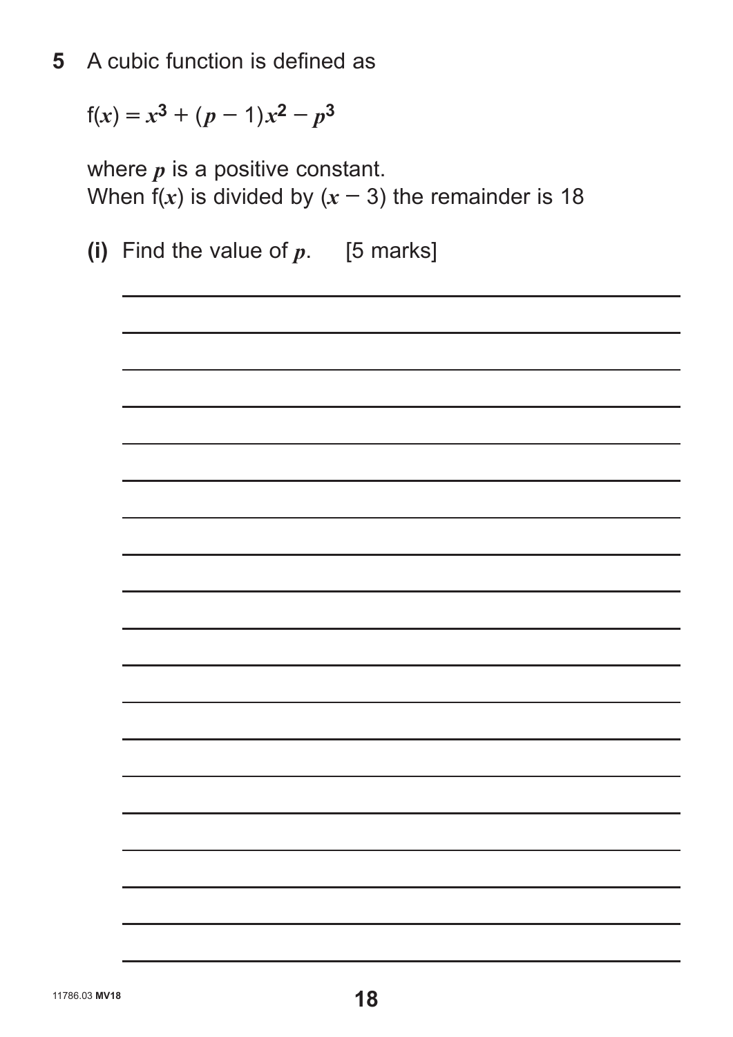**5** A cubic function is defined as

$$f(x) = x^3 + (p - 1)x^2 - p^3$$

where $p$ is a positive constant.
When $f(x)$ is divided by $(x - 3)$ the remainder is 18

**(i)** Find the value of $p$. [5 marks]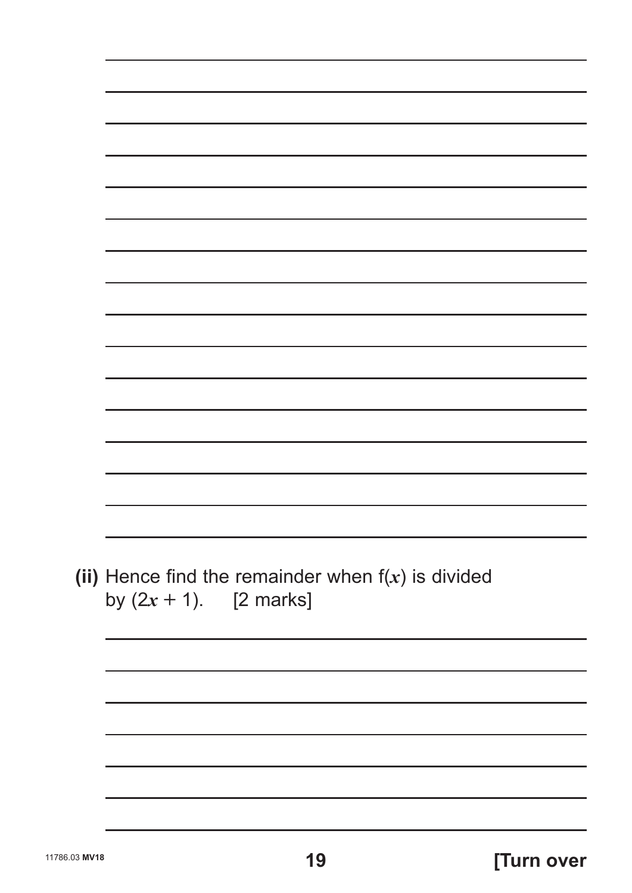**(ii)** Hence find the remainder when $f(x)$ is divided by $(2x + 1)$. [2 marks]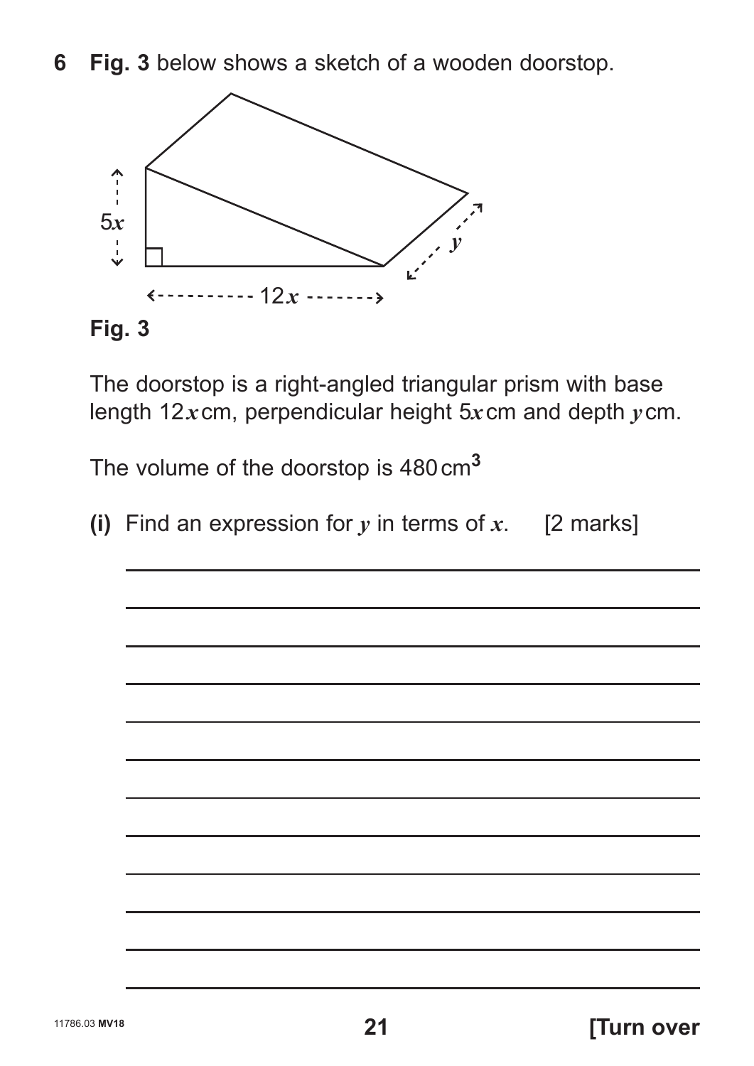**6** **Fig. 3** below shows a sketch of a wooden doorstop.

$5x$

$12x$

$y$

**Fig. 3**

The doorstop is a right-angled triangular prism with base length $12x$ cm, perpendicular height $5x$ cm and depth $y$ cm.

The volume of the doorstop is $480\,\text{cm}^3$

**(i)** Find an expression for $y$ in terms of $x$. [2 marks]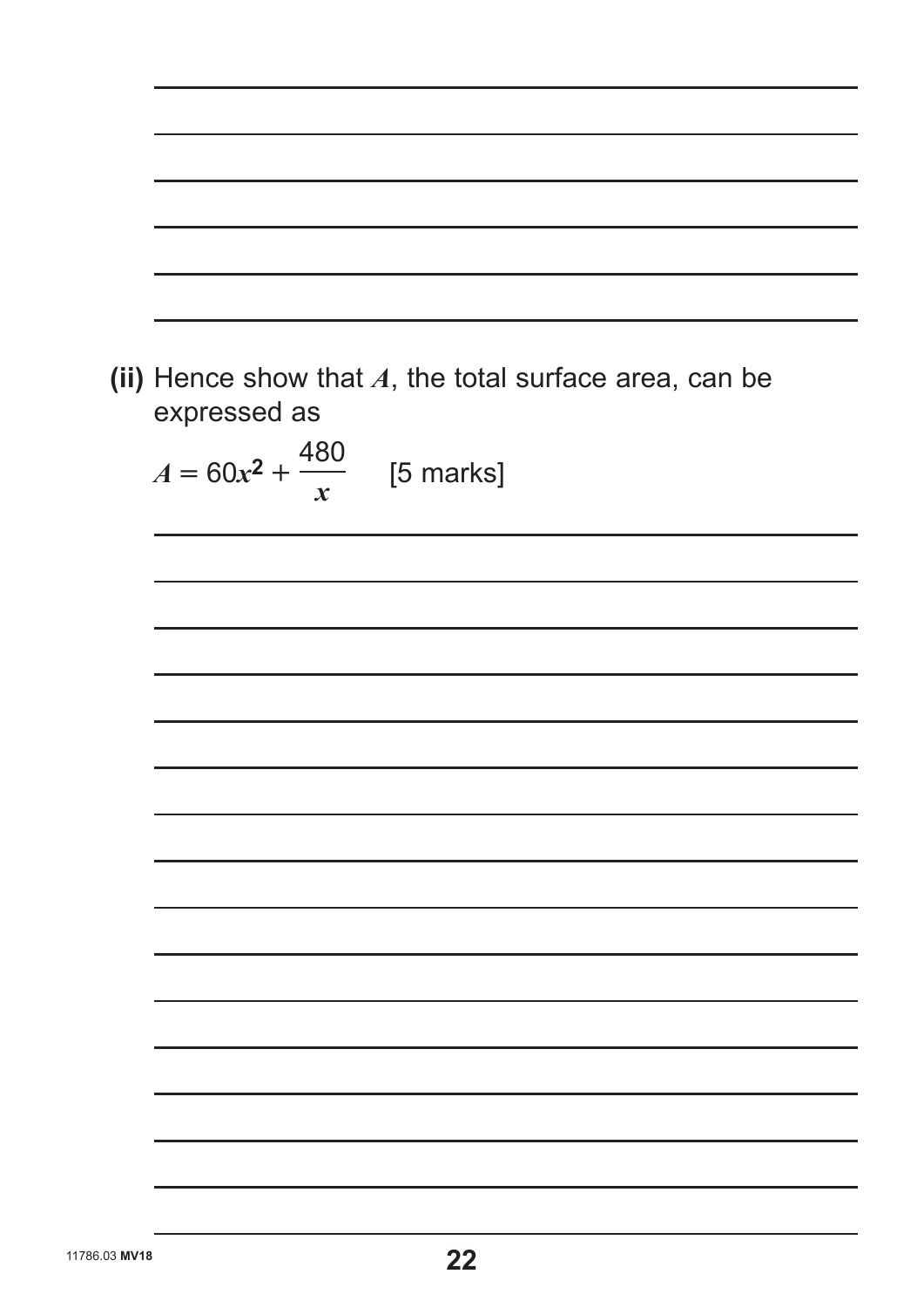**(ii)** Hence show that $A$, the total surface area, can be expressed as

$A = 60x^2 + \dfrac{480}{x}$ [5 marks]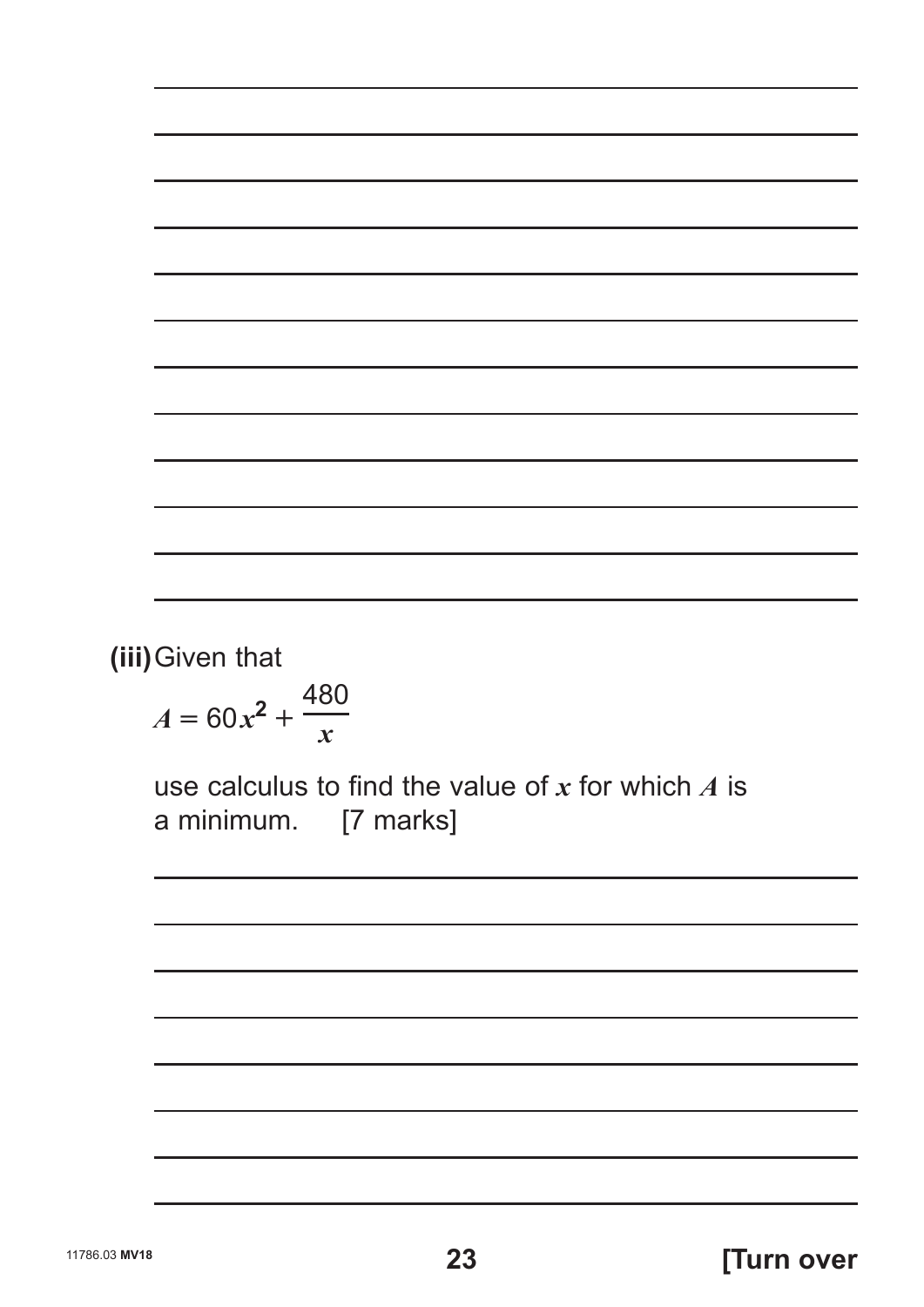**(iii)** Given that

$$A = 60x^2 + \frac{480}{x}$$

use calculus to find the value of $x$ for which $A$ is a minimum. [7 marks]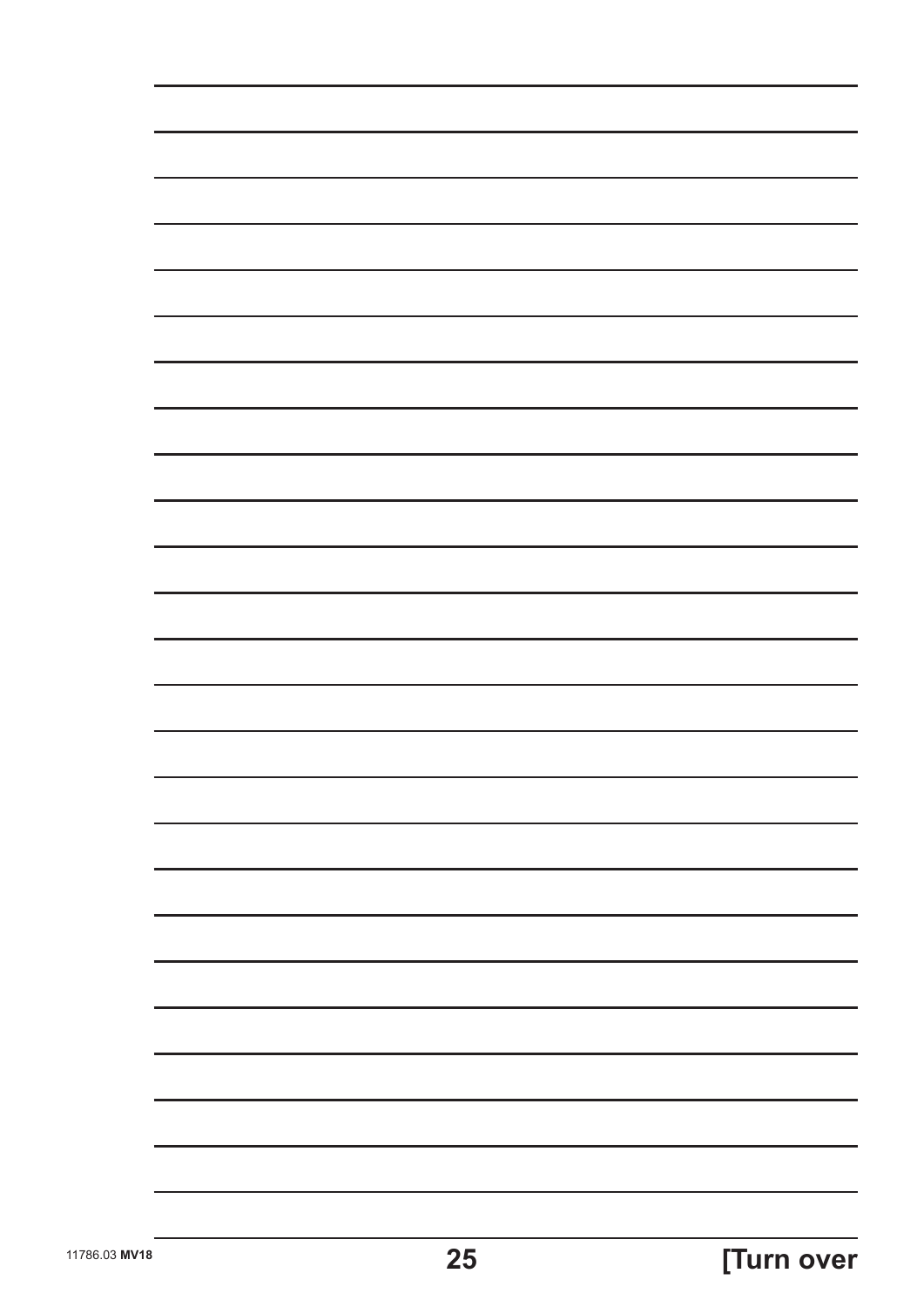[Turn over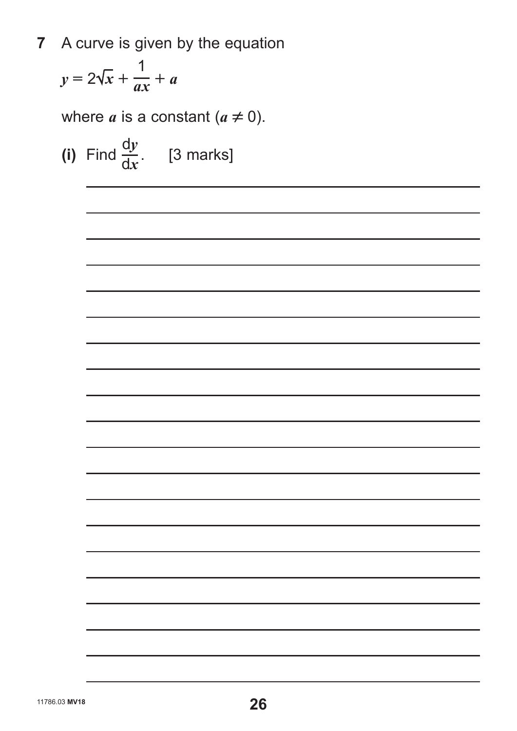**7** A curve is given by the equation

$$y = 2\sqrt{x} + \frac{1}{ax} + a$$

where $a$ is a constant ($a \neq 0$).

**(i)** Find $\frac{dy}{dx}$. [3 marks]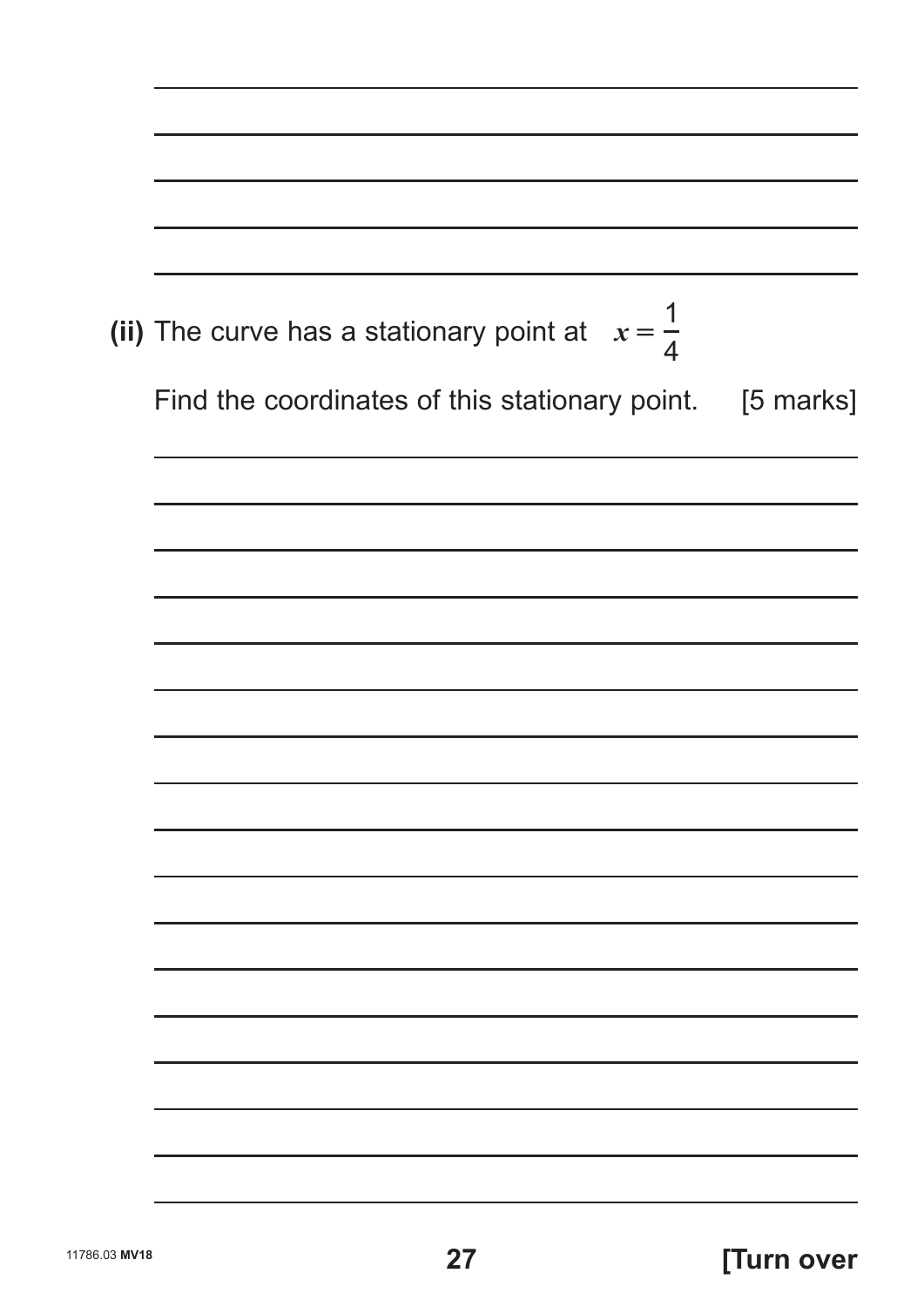**(ii)** The curve has a stationary point at $x = \frac{1}{4}$

Find the coordinates of this stationary point. [5 marks]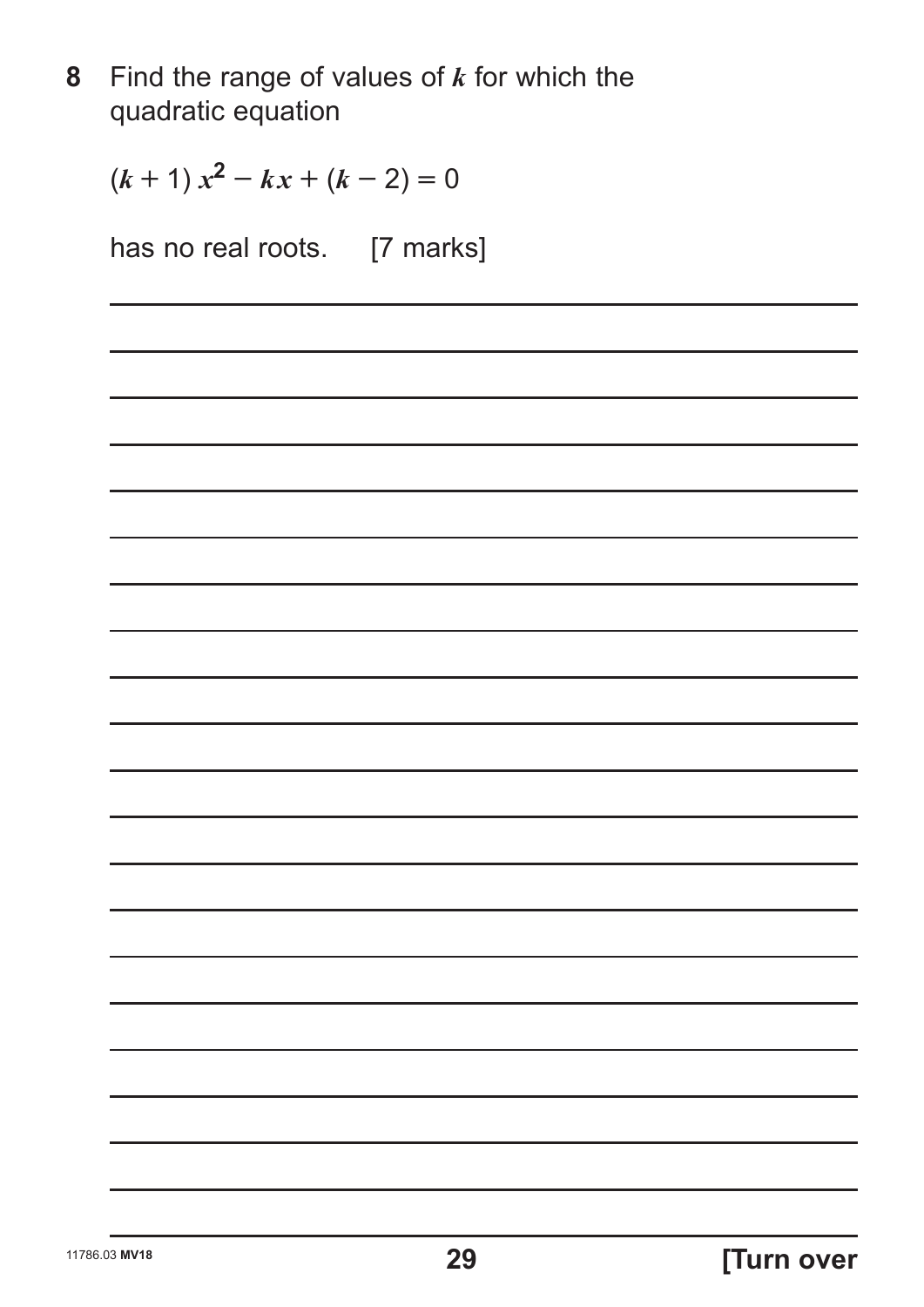**8** Find the range of values of $k$ for which the quadratic equation

$$(k + 1)\, x^2 - kx + (k - 2) = 0$$

has no real roots. [7 marks]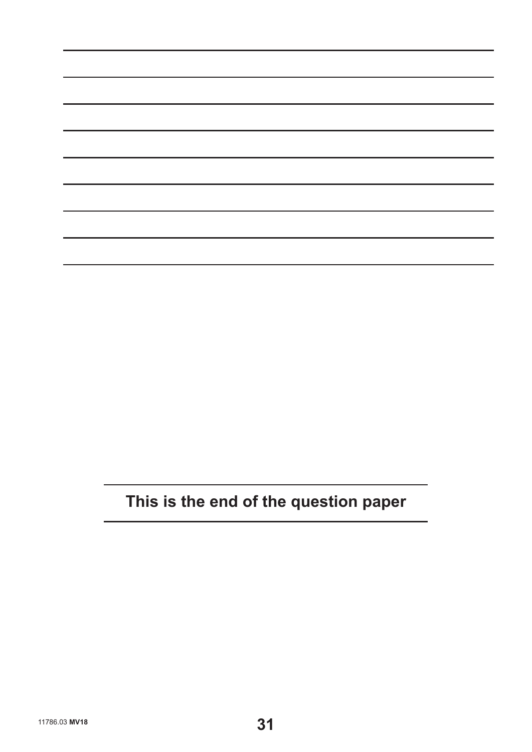**This is the end of the question paper**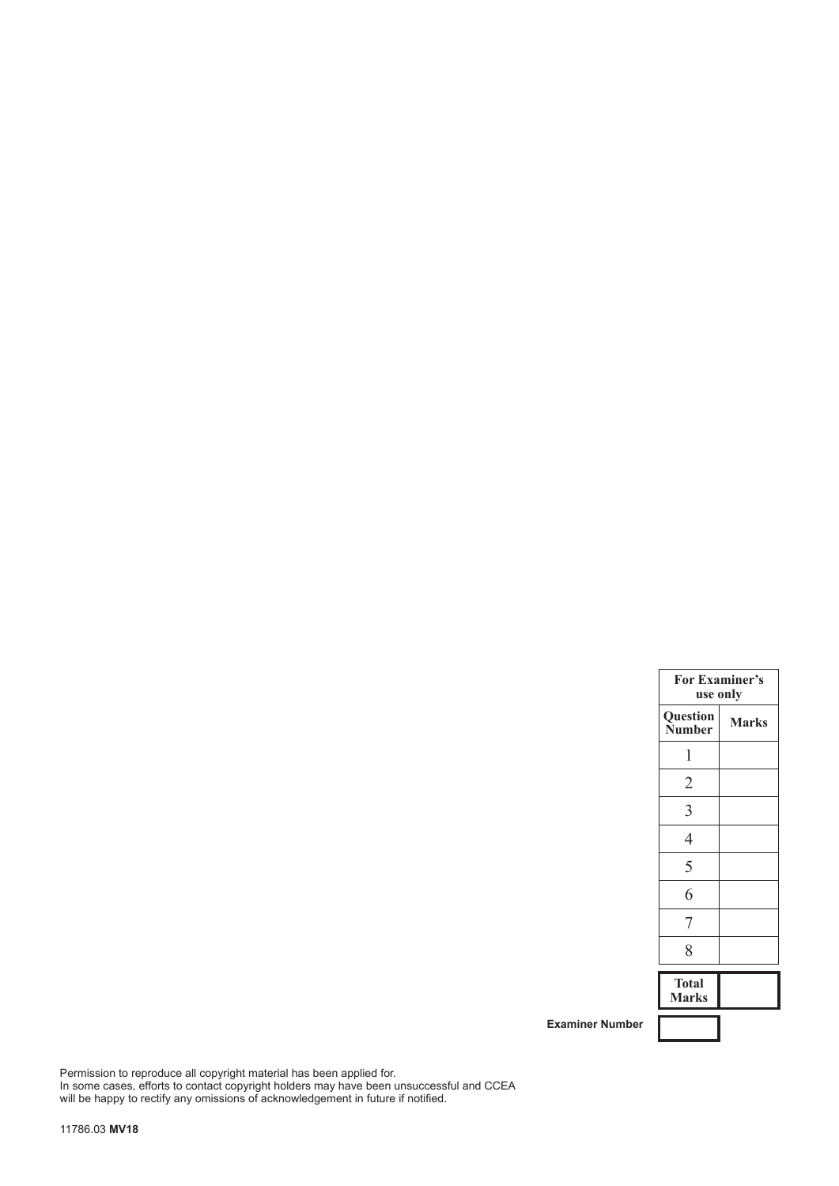| For Examiner's use only | |
|---|---|
| Question Number | Marks |
| 1 | |
| 2 | |
| 3 | |
| 4 | |
| 5 | |
| 6 | |
| 7 | |
| 8 | |

| Total Marks | |
|---|---|

**Examiner Number**

Permission to reproduce all copyright material has been applied for.
In some cases, efforts to contact copyright holders may have been unsuccessful and CCEA will be happy to rectify any omissions of acknowledgement in future if notified.

11786.03 **MV18**